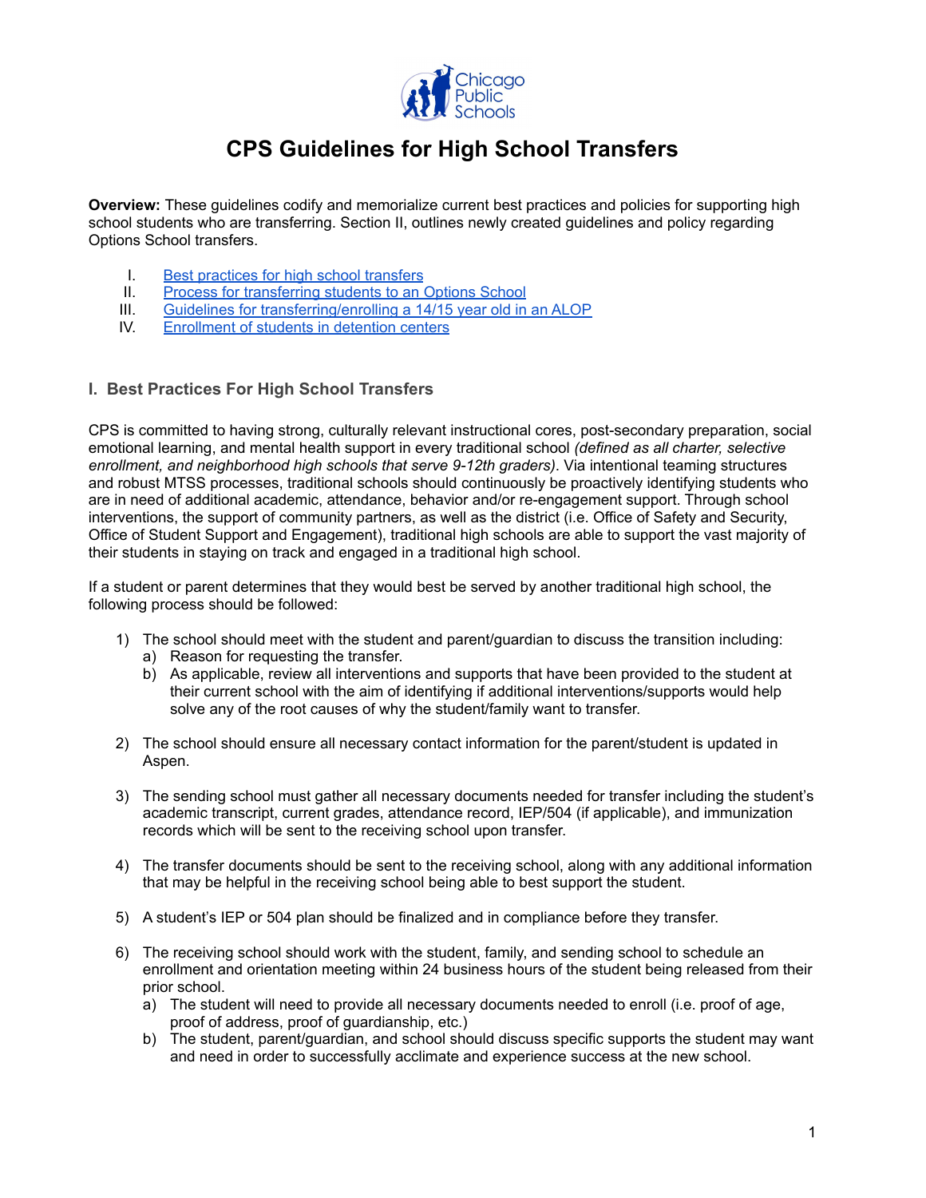# CPS Guidelines for High School Transfers

**Overview:** These guidelines codify and memorialize current best practices and policies for supporting high school students who are transferring. Section II, outlines newly created guidelines and policy regarding Options School transfers.

I. Best practices for high school transfers
II. Process for transferring students to an Options School
III. Guidelines for transferring/enrolling a 14/15 year old in an ALOP
IV. Enrollment of students in detention centers

## I. Best Practices For High School Transfers

CPS is committed to having strong, culturally relevant instructional cores, post-secondary preparation, social emotional learning, and mental health support in every traditional school *(defined as all charter, selective enrollment, and neighborhood high schools that serve 9-12th graders)*. Via intentional teaming structures and robust MTSS processes, traditional schools should continuously be proactively identifying students who are in need of additional academic, attendance, behavior and/or re-engagement support. Through school interventions, the support of community partners, as well as the district (i.e. Office of Safety and Security, Office of Student Support and Engagement), traditional high schools are able to support the vast majority of their students in staying on track and engaged in a traditional high school.

If a student or parent determines that they would best be served by another traditional high school, the following process should be followed:

1) The school should meet with the student and parent/guardian to discuss the transition including:
   a) Reason for requesting the transfer.
   b) As applicable, review all interventions and supports that have been provided to the student at their current school with the aim of identifying if additional interventions/supports would help solve any of the root causes of why the student/family want to transfer.

2) The school should ensure all necessary contact information for the parent/student is updated in Aspen.

3) The sending school must gather all necessary documents needed for transfer including the student's academic transcript, current grades, attendance record, IEP/504 (if applicable), and immunization records which will be sent to the receiving school upon transfer.

4) The transfer documents should be sent to the receiving school, along with any additional information that may be helpful in the receiving school being able to best support the student.

5) A student's IEP or 504 plan should be finalized and in compliance before they transfer.

6) The receiving school should work with the student, family, and sending school to schedule an enrollment and orientation meeting within 24 business hours of the student being released from their prior school.
   a) The student will need to provide all necessary documents needed to enroll (i.e. proof of age, proof of address, proof of guardianship, etc.)
   b) The student, parent/guardian, and school should discuss specific supports the student may want and need in order to successfully acclimate and experience success at the new school.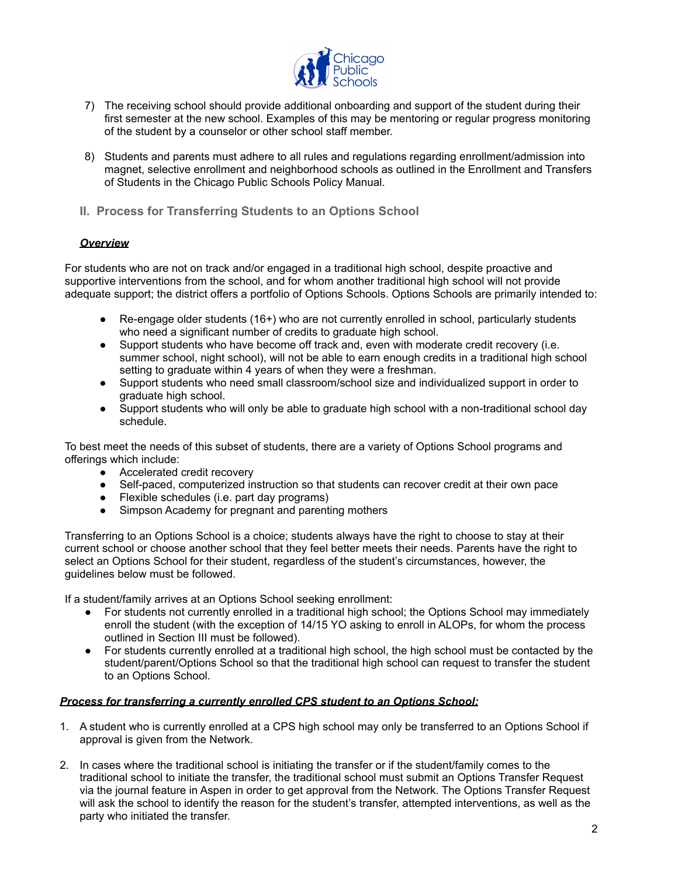7) The receiving school should provide additional onboarding and support of the student during their first semester at the new school. Examples of this may be mentoring or regular progress monitoring of the student by a counselor or other school staff member.

8) Students and parents must adhere to all rules and regulations regarding enrollment/admission into magnet, selective enrollment and neighborhood schools as outlined in the Enrollment and Transfers of Students in the Chicago Public Schools Policy Manual.

## II. Process for Transferring Students to an Options School

***Overview***

For students who are not on track and/or engaged in a traditional high school, despite proactive and supportive interventions from the school, and for whom another traditional high school will not provide adequate support; the district offers a portfolio of Options Schools. Options Schools are primarily intended to:

- Re-engage older students (16+) who are not currently enrolled in school, particularly students who need a significant number of credits to graduate high school.
- Support students who have become off track and, even with moderate credit recovery (i.e. summer school, night school), will not be able to earn enough credits in a traditional high school setting to graduate within 4 years of when they were a freshman.
- Support students who need small classroom/school size and individualized support in order to graduate high school.
- Support students who will only be able to graduate high school with a non-traditional school day schedule.

To best meet the needs of this subset of students, there are a variety of Options School programs and offerings which include:

- Accelerated credit recovery
- Self-paced, computerized instruction so that students can recover credit at their own pace
- Flexible schedules (i.e. part day programs)
- Simpson Academy for pregnant and parenting mothers

Transferring to an Options School is a choice; students always have the right to choose to stay at their current school or choose another school that they feel better meets their needs. Parents have the right to select an Options School for their student, regardless of the student's circumstances, however, the guidelines below must be followed.

If a student/family arrives at an Options School seeking enrollment:

- For students not currently enrolled in a traditional high school; the Options School may immediately enroll the student (with the exception of 14/15 YO asking to enroll in ALOPs, for whom the process outlined in Section III must be followed).
- For students currently enrolled at a traditional high school, the high school must be contacted by the student/parent/Options School so that the traditional high school can request to transfer the student to an Options School.

***Process for transferring a currently enrolled CPS student to an Options School:***

1. A student who is currently enrolled at a CPS high school may only be transferred to an Options School if approval is given from the Network.

2. In cases where the traditional school is initiating the transfer or if the student/family comes to the traditional school to initiate the transfer, the traditional school must submit an Options Transfer Request via the journal feature in Aspen in order to get approval from the Network. The Options Transfer Request will ask the school to identify the reason for the student's transfer, attempted interventions, as well as the party who initiated the transfer.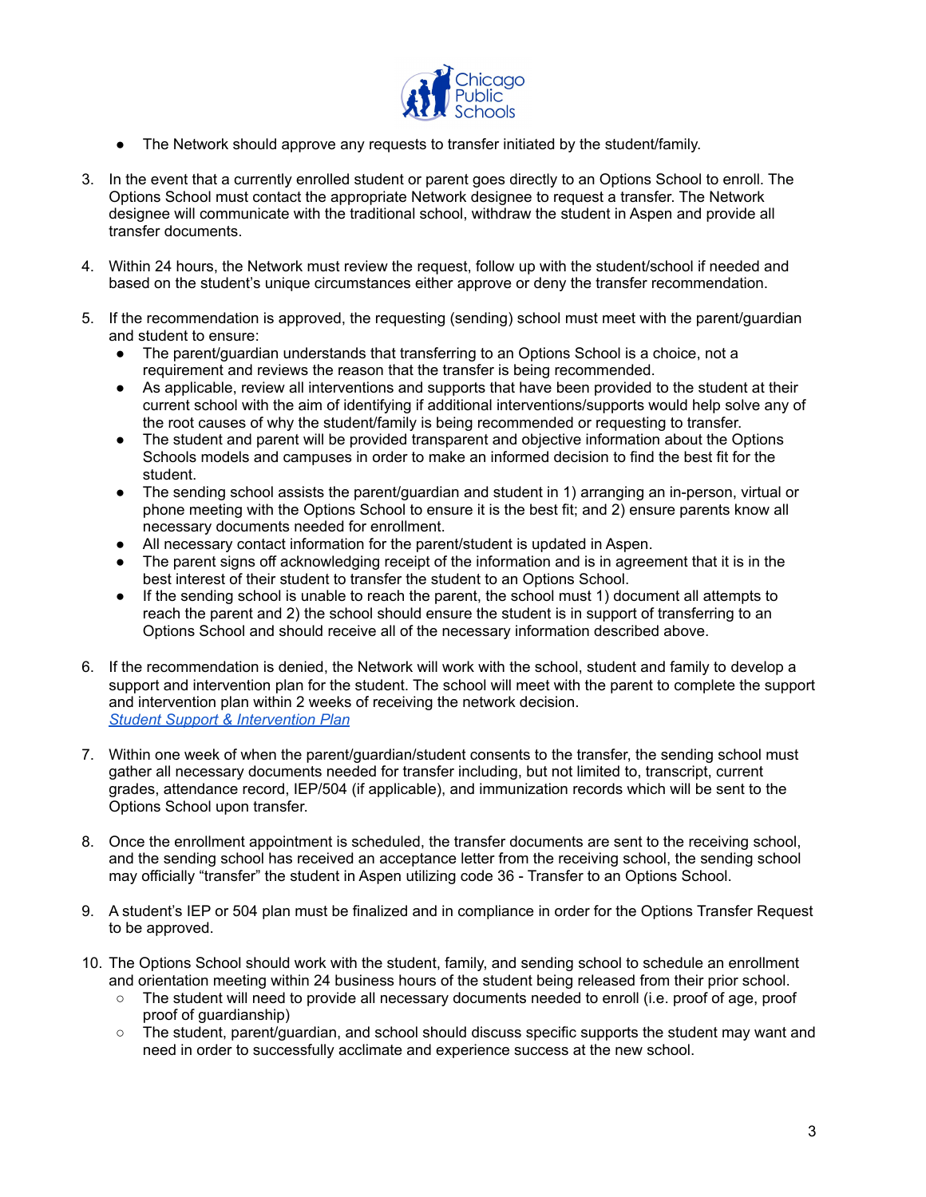- The Network should approve any requests to transfer initiated by the student/family.

3. In the event that a currently enrolled student or parent goes directly to an Options School to enroll. The Options School must contact the appropriate Network designee to request a transfer. The Network designee will communicate with the traditional school, withdraw the student in Aspen and provide all transfer documents.

4. Within 24 hours, the Network must review the request, follow up with the student/school if needed and based on the student's unique circumstances either approve or deny the transfer recommendation.

5. If the recommendation is approved, the requesting (sending) school must meet with the parent/guardian and student to ensure:
   - The parent/guardian understands that transferring to an Options School is a choice, not a requirement and reviews the reason that the transfer is being recommended.
   - As applicable, review all interventions and supports that have been provided to the student at their current school with the aim of identifying if additional interventions/supports would help solve any of the root causes of why the student/family is being recommended or requesting to transfer.
   - The student and parent will be provided transparent and objective information about the Options Schools models and campuses in order to make an informed decision to find the best fit for the student.
   - The sending school assists the parent/guardian and student in 1) arranging an in-person, virtual or phone meeting with the Options School to ensure it is the best fit; and 2) ensure parents know all necessary documents needed for enrollment.
   - All necessary contact information for the parent/student is updated in Aspen.
   - The parent signs off acknowledging receipt of the information and is in agreement that it is in the best interest of their student to transfer the student to an Options School.
   - If the sending school is unable to reach the parent, the school must 1) document all attempts to reach the parent and 2) the school should ensure the student is in support of transferring to an Options School and should receive all of the necessary information described above.

6. If the recommendation is denied, the Network will work with the school, student and family to develop a support and intervention plan for the student. The school will meet with the parent to complete the support and intervention plan within 2 weeks of receiving the network decision.
   *Student Support & Intervention Plan*

7. Within one week of when the parent/guardian/student consents to the transfer, the sending school must gather all necessary documents needed for transfer including, but not limited to, transcript, current grades, attendance record, IEP/504 (if applicable), and immunization records which will be sent to the Options School upon transfer.

8. Once the enrollment appointment is scheduled, the transfer documents are sent to the receiving school, and the sending school has received an acceptance letter from the receiving school, the sending school may officially "transfer" the student in Aspen utilizing code 36 - Transfer to an Options School.

9. A student's IEP or 504 plan must be finalized and in compliance in order for the Options Transfer Request to be approved.

10. The Options School should work with the student, family, and sending school to schedule an enrollment and orientation meeting within 24 business hours of the student being released from their prior school.
    - The student will need to provide all necessary documents needed to enroll (i.e. proof of age, proof proof of guardianship)
    - The student, parent/guardian, and school should discuss specific supports the student may want and need in order to successfully acclimate and experience success at the new school.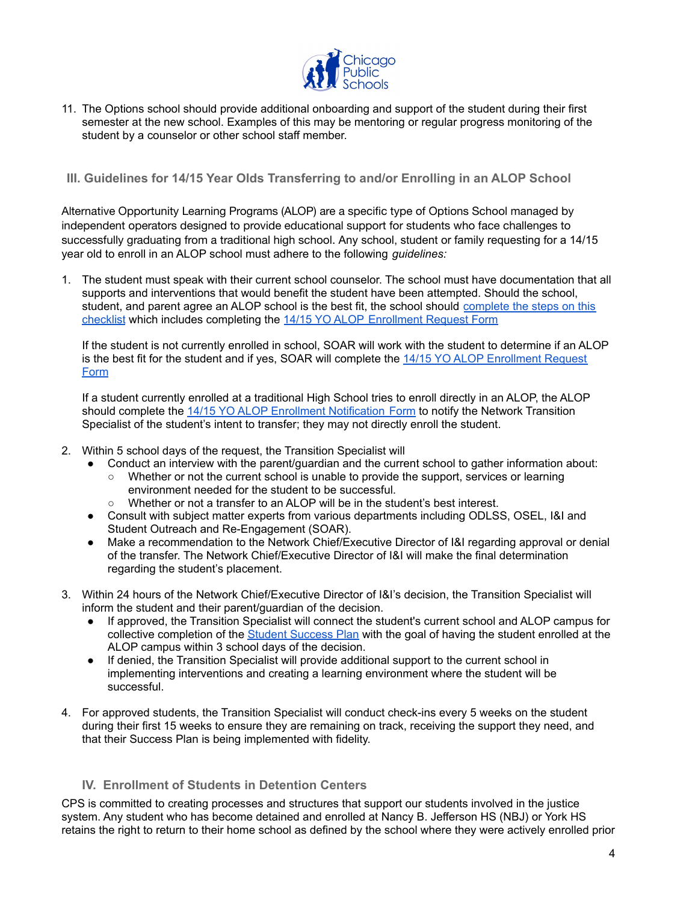11. The Options school should provide additional onboarding and support of the student during their first semester at the new school. Examples of this may be mentoring or regular progress monitoring of the student by a counselor or other school staff member.

## III. Guidelines for 14/15 Year Olds Transferring to and/or Enrolling in an ALOP School

Alternative Opportunity Learning Programs (ALOP) are a specific type of Options School managed by independent operators designed to provide educational support for students who face challenges to successfully graduating from a traditional high school. Any school, student or family requesting for a 14/15 year old to enroll in an ALOP school must adhere to the following *guidelines:*

1. The student must speak with their current school counselor. The school must have documentation that all supports and interventions that would benefit the student have been attempted. Should the school, student, and parent agree an ALOP school is the best fit, the school should complete the steps on this checklist which includes completing the 14/15 YO ALOP Enrollment Request Form

   If the student is not currently enrolled in school, SOAR will work with the student to determine if an ALOP is the best fit for the student and if yes, SOAR will complete the 14/15 YO ALOP Enrollment Request Form

   If a student currently enrolled at a traditional High School tries to enroll directly in an ALOP, the ALOP should complete the 14/15 YO ALOP Enrollment Notification Form to notify the Network Transition Specialist of the student's intent to transfer; they may not directly enroll the student.

2. Within 5 school days of the request, the Transition Specialist will
   - Conduct an interview with the parent/guardian and the current school to gather information about:
     - Whether or not the current school is unable to provide the support, services or learning environment needed for the student to be successful.
     - Whether or not a transfer to an ALOP will be in the student's best interest.
   - Consult with subject matter experts from various departments including ODLSS, OSEL, I&I and Student Outreach and Re-Engagement (SOAR).
   - Make a recommendation to the Network Chief/Executive Director of I&I regarding approval or denial of the transfer. The Network Chief/Executive Director of I&I will make the final determination regarding the student's placement.

3. Within 24 hours of the Network Chief/Executive Director of I&I's decision, the Transition Specialist will inform the student and their parent/guardian of the decision.
   - If approved, the Transition Specialist will connect the student's current school and ALOP campus for collective completion of the Student Success Plan with the goal of having the student enrolled at the ALOP campus within 3 school days of the decision.
   - If denied, the Transition Specialist will provide additional support to the current school in implementing interventions and creating a learning environment where the student will be successful.

4. For approved students, the Transition Specialist will conduct check-ins every 5 weeks on the student during their first 15 weeks to ensure they are remaining on track, receiving the support they need, and that their Success Plan is being implemented with fidelity.

## IV. Enrollment of Students in Detention Centers

CPS is committed to creating processes and structures that support our students involved in the justice system. Any student who has become detained and enrolled at Nancy B. Jefferson HS (NBJ) or York HS retains the right to return to their home school as defined by the school where they were actively enrolled prior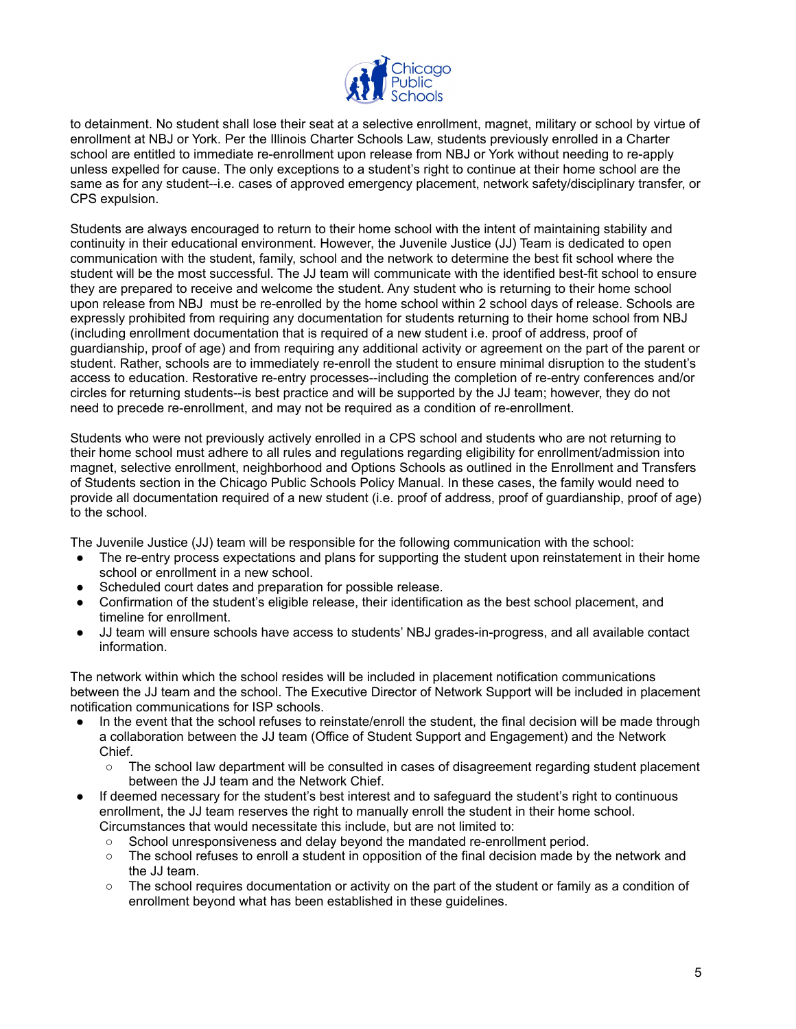to detainment. No student shall lose their seat at a selective enrollment, magnet, military or school by virtue of enrollment at NBJ or York. Per the Illinois Charter Schools Law, students previously enrolled in a Charter school are entitled to immediate re-enrollment upon release from NBJ or York without needing to re-apply unless expelled for cause. The only exceptions to a student's right to continue at their home school are the same as for any student--i.e. cases of approved emergency placement, network safety/disciplinary transfer, or CPS expulsion.

Students are always encouraged to return to their home school with the intent of maintaining stability and continuity in their educational environment. However, the Juvenile Justice (JJ) Team is dedicated to open communication with the student, family, school and the network to determine the best fit school where the student will be the most successful. The JJ team will communicate with the identified best-fit school to ensure they are prepared to receive and welcome the student. Any student who is returning to their home school upon release from NBJ must be re-enrolled by the home school within 2 school days of release. Schools are expressly prohibited from requiring any documentation for students returning to their home school from NBJ (including enrollment documentation that is required of a new student i.e. proof of address, proof of guardianship, proof of age) and from requiring any additional activity or agreement on the part of the parent or student. Rather, schools are to immediately re-enroll the student to ensure minimal disruption to the student's access to education. Restorative re-entry processes--including the completion of re-entry conferences and/or circles for returning students--is best practice and will be supported by the JJ team; however, they do not need to precede re-enrollment, and may not be required as a condition of re-enrollment.

Students who were not previously actively enrolled in a CPS school and students who are not returning to their home school must adhere to all rules and regulations regarding eligibility for enrollment/admission into magnet, selective enrollment, neighborhood and Options Schools as outlined in the Enrollment and Transfers of Students section in the Chicago Public Schools Policy Manual. In these cases, the family would need to provide all documentation required of a new student (i.e. proof of address, proof of guardianship, proof of age) to the school.

The Juvenile Justice (JJ) team will be responsible for the following communication with the school:

- The re-entry process expectations and plans for supporting the student upon reinstatement in their home school or enrollment in a new school.
- Scheduled court dates and preparation for possible release.
- Confirmation of the student's eligible release, their identification as the best school placement, and timeline for enrollment.
- JJ team will ensure schools have access to students' NBJ grades-in-progress, and all available contact information.

The network within which the school resides will be included in placement notification communications between the JJ team and the school. The Executive Director of Network Support will be included in placement notification communications for ISP schools.

- In the event that the school refuses to reinstate/enroll the student, the final decision will be made through a collaboration between the JJ team (Office of Student Support and Engagement) and the Network Chief.
  - The school law department will be consulted in cases of disagreement regarding student placement between the JJ team and the Network Chief.
- If deemed necessary for the student's best interest and to safeguard the student's right to continuous enrollment, the JJ team reserves the right to manually enroll the student in their home school. Circumstances that would necessitate this include, but are not limited to:
  - School unresponsiveness and delay beyond the mandated re-enrollment period.
  - The school refuses to enroll a student in opposition of the final decision made by the network and the JJ team.
  - The school requires documentation or activity on the part of the student or family as a condition of enrollment beyond what has been established in these guidelines.